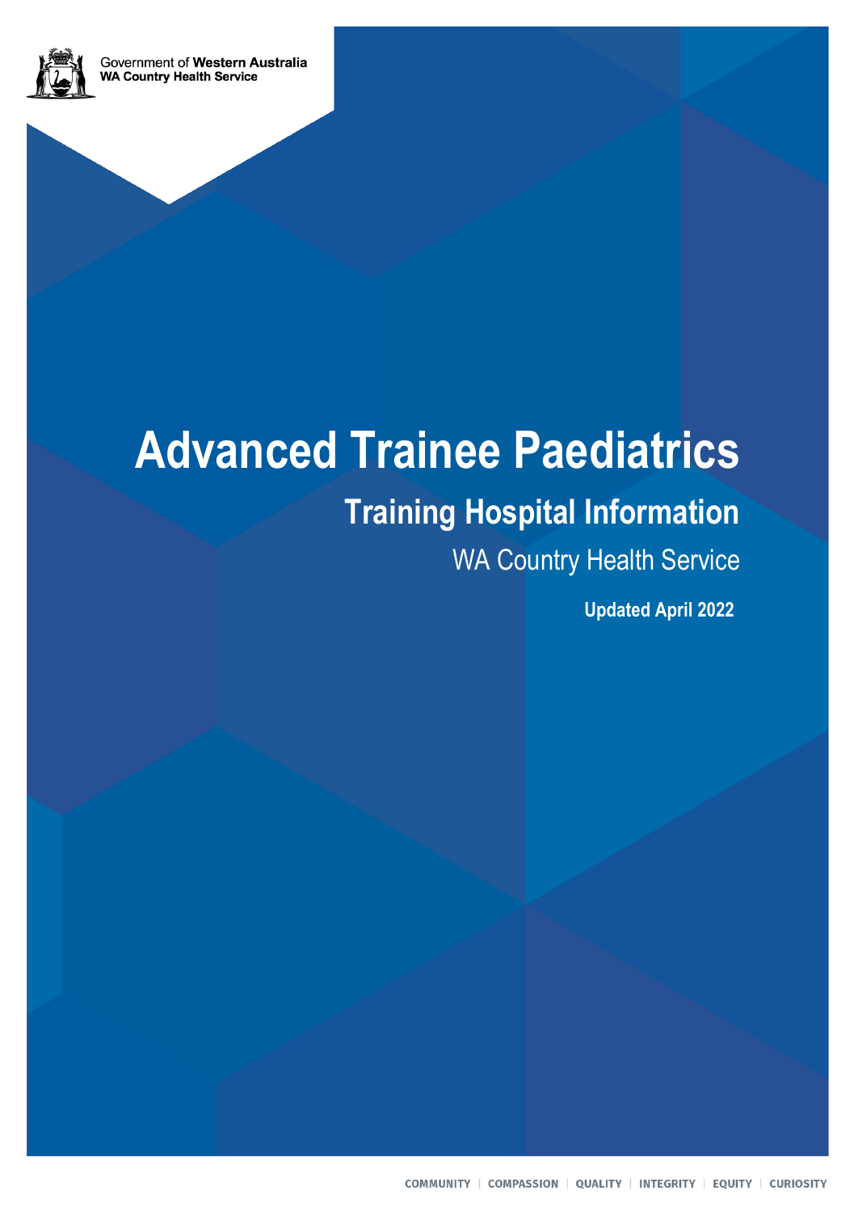Government of Western Australia
WA Country Health Service

# Advanced Trainee Paediatrics

## Training Hospital Information

WA Country Health Service

**Updated April 2022**

COMMUNITY | COMPASSION | QUALITY | INTEGRITY | EQUITY | CURIOSITY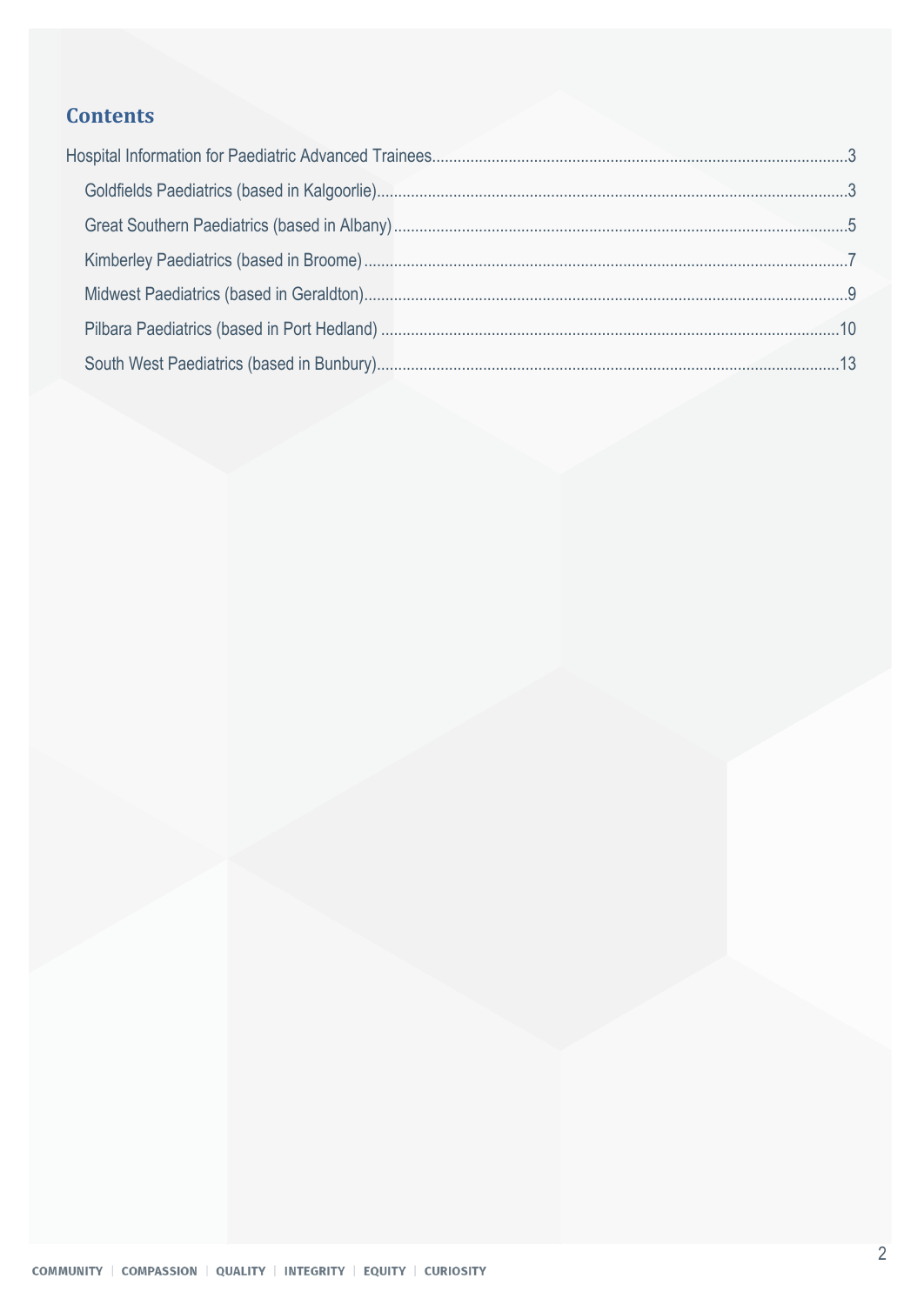## Contents

Hospital Information for Paediatric Advanced Trainees ..... 3

- Goldfields Paediatrics (based in Kalgoorlie) ..... 3
- Great Southern Paediatrics (based in Albany) ..... 5
- Kimberley Paediatrics (based in Broome) ..... 7
- Midwest Paediatrics (based in Geraldton) ..... 9
- Pilbara Paediatrics (based in Port Hedland) ..... 10
- South West Paediatrics (based in Bunbury) ..... 13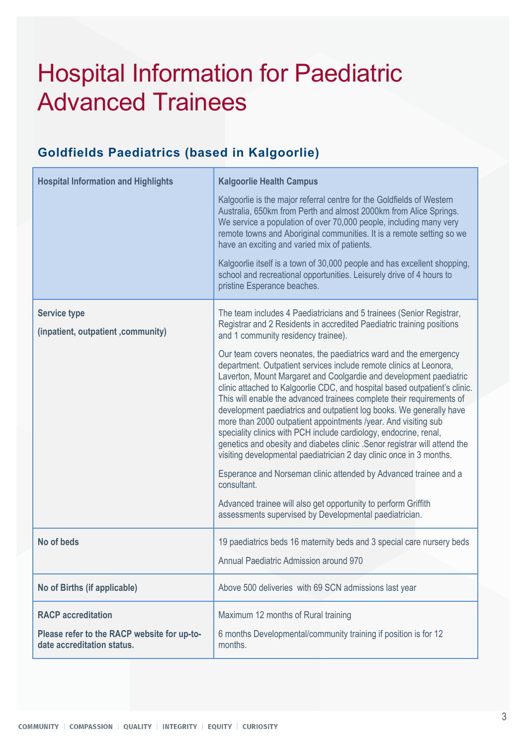# Hospital Information for Paediatric Advanced Trainees

## Goldfields Paediatrics (based in Kalgoorlie)

| Hospital Information and Highlights | Kalgoorlie Health Campus<br><br>Kalgoorlie is the major referral centre for the Goldfields of Western Australia, 650km from Perth and almost 2000km from Alice Springs. We service a population of over 70,000 people, including many very remote towns and Aboriginal communities. It is a remote setting so we have an exciting and varied mix of patients.<br><br>Kalgoorlie itself is a town of 30,000 people and has excellent shopping, school and recreational opportunities. Leisurely drive of 4 hours to pristine Esperance beaches. |
|---|---|
| **Service type**<br><br>**(inpatient, outpatient ,community)** | The team includes 4 Paediatricians and 5 trainees (Senior Registrar, Registrar and 2 Residents in accredited Paediatric training positions and 1 community residency trainee).<br><br>Our team covers neonates, the paediatrics ward and the emergency department. Outpatient services include remote clinics at Leonora, Laverton, Mount Margaret and Coolgardie and development paediatric clinic attached to Kalgoorlie CDC, and hospital based outpatient's clinic. This will enable the advanced trainees complete their requirements of development paediatrics and outpatient log books. We generally have more than 2000 outpatient appointments /year. And visiting sub speciality clinics with PCH include cardiology, endocrine, renal, genetics and obesity and diabetes clinic .Senor registrar will attend the visiting developmental paediatrician 2 day clinic once in 3 months.<br><br>Esperance and Norseman clinic attended by Advanced trainee and a consultant.<br><br>Advanced trainee will also get opportunity to perform Griffith assessments supervised by Developmental paediatrician. |
| **No of beds** | 19 paediatrics beds 16 maternity beds and 3 special care nursery beds<br><br>Annual Paediatric Admission around 970 |
| **No of Births (if applicable)** | Above 500 deliveries with 69 SCN admissions last year |
| **RACP accreditation**<br><br>**Please refer to the RACP website for up-to-date accreditation status.** | Maximum 12 months of Rural training<br><br>6 months Developmental/community training if position is for 12 months. |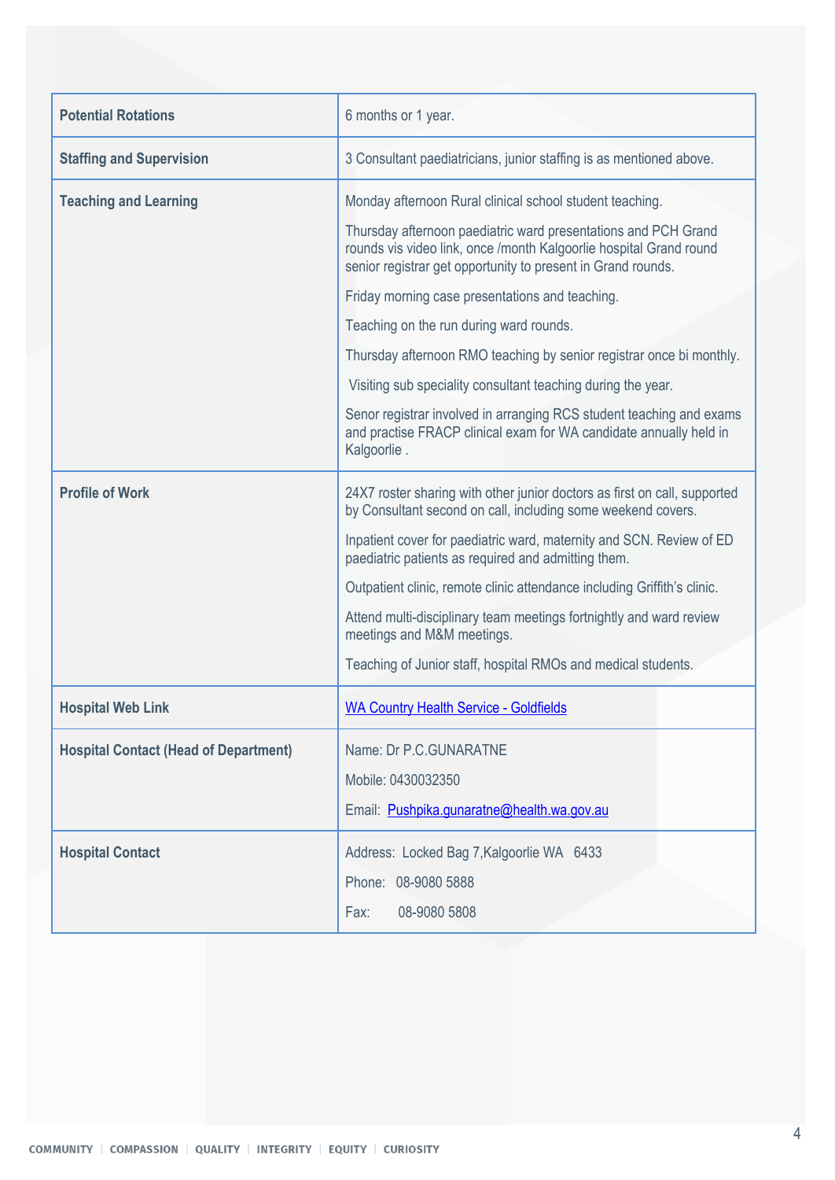| Potential Rotations | 6 months or 1 year. |
|---|---|
| **Staffing and Supervision** | 3 Consultant paediatricians, junior staffing is as mentioned above. |
| **Teaching and Learning** | Monday afternoon Rural clinical school student teaching.<br><br>Thursday afternoon paediatric ward presentations and PCH Grand rounds vis video link, once /month Kalgoorlie hospital Grand round senior registrar get opportunity to present in Grand rounds.<br><br>Friday morning case presentations and teaching.<br><br>Teaching on the run during ward rounds.<br><br>Thursday afternoon RMO teaching by senior registrar once bi monthly.<br><br>Visiting sub speciality consultant teaching during the year.<br><br>Senor registrar involved in arranging RCS student teaching and exams and practise FRACP clinical exam for WA candidate annually held in Kalgoorlie . |
| **Profile of Work** | 24X7 roster sharing with other junior doctors as first on call, supported by Consultant second on call, including some weekend covers.<br><br>Inpatient cover for paediatric ward, maternity and SCN. Review of ED paediatric patients as required and admitting them.<br><br>Outpatient clinic, remote clinic attendance including Griffith's clinic.<br><br>Attend multi-disciplinary team meetings fortnightly and ward review meetings and M&M meetings.<br><br>Teaching of Junior staff, hospital RMOs and medical students. |
| **Hospital Web Link** | [WA Country Health Service - Goldfields]() |
| **Hospital Contact (Head of Department)** | Name: Dr P.C.GUNARATNE<br><br>Mobile: 0430032350<br><br>Email: [Pushpika.gunaratne@health.wa.gov.au](mailto:Pushpika.gunaratne@health.wa.gov.au) |
| **Hospital Contact** | Address: Locked Bag 7,Kalgoorlie WA 6433<br><br>Phone: 08-9080 5888<br><br>Fax: 08-9080 5808 |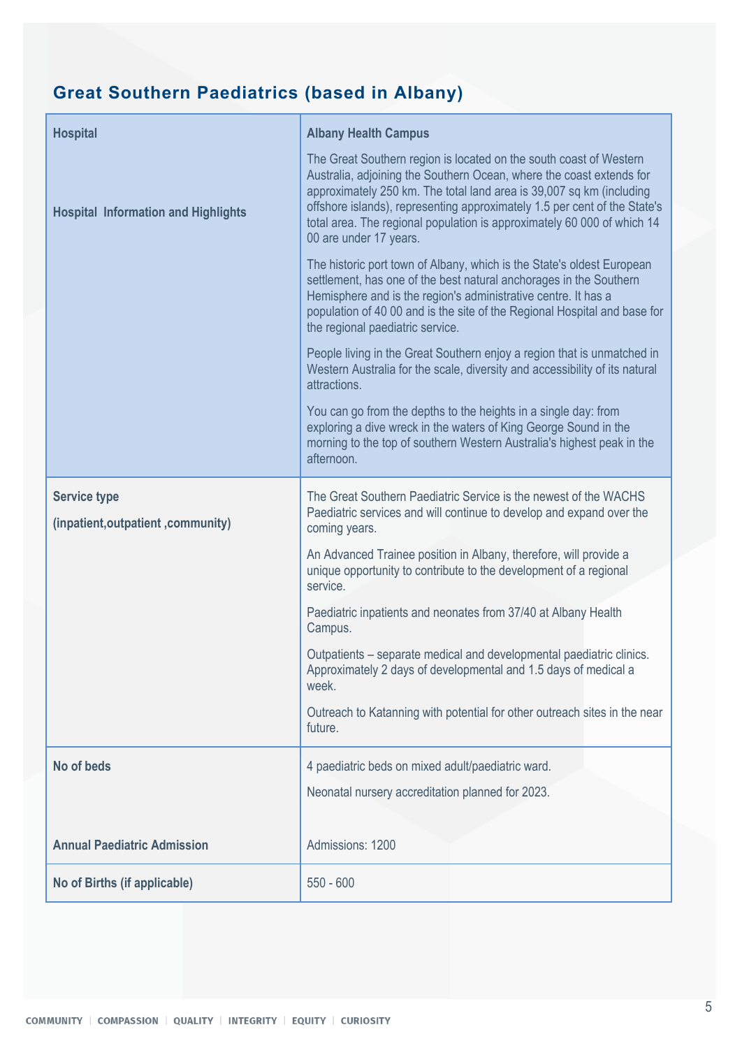## Great Southern Paediatrics (based in Albany)

| Hospital | Albany Health Campus |
|---|---|
| Hospital Information and Highlights | The Great Southern region is located on the south coast of Western Australia, adjoining the Southern Ocean, where the coast extends for approximately 250 km. The total land area is 39,007 sq km (including offshore islands), representing approximately 1.5 per cent of the State's total area. The regional population is approximately 60 000 of which 14 00 are under 17 years.<br><br>The historic port town of Albany, which is the State's oldest European settlement, has one of the best natural anchorages in the Southern Hemisphere and is the region's administrative centre. It has a population of 40 00 and is the site of the Regional Hospital and base for the regional paediatric service.<br><br>People living in the Great Southern enjoy a region that is unmatched in Western Australia for the scale, diversity and accessibility of its natural attractions.<br><br>You can go from the depths to the heights in a single day: from exploring a dive wreck in the waters of King George Sound in the morning to the top of southern Western Australia's highest peak in the afternoon. |
| Service type<br>(inpatient,outpatient ,community) | The Great Southern Paediatric Service is the newest of the WACHS Paediatric services and will continue to develop and expand over the coming years.<br><br>An Advanced Trainee position in Albany, therefore, will provide a unique opportunity to contribute to the development of a regional service.<br><br>Paediatric inpatients and neonates from 37/40 at Albany Health Campus.<br><br>Outpatients – separate medical and developmental paediatric clinics. Approximately 2 days of developmental and 1.5 days of medical a week.<br><br>Outreach to Katanning with potential for other outreach sites in the near future. |
| No of beds | 4 paediatric beds on mixed adult/paediatric ward.<br><br>Neonatal nursery accreditation planned for 2023. |
| Annual Paediatric Admission | Admissions: 1200 |
| No of Births (if applicable) | 550 - 600 |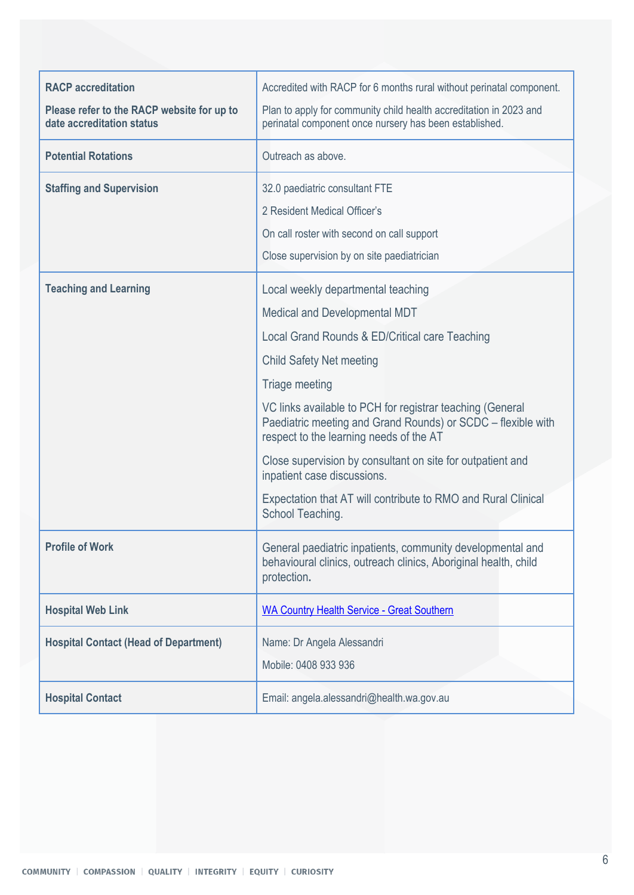| **RACP accreditation**<br><br>**Please refer to the RACP website for up to date accreditation status** | Accredited with RACP for 6 months rural without perinatal component.<br><br>Plan to apply for community child health accreditation in 2023 and perinatal component once nursery has been established. |
|---|---|
| **Potential Rotations** | Outreach as above. |
| **Staffing and Supervision** | 32.0 paediatric consultant FTE<br><br>2 Resident Medical Officer's<br><br>On call roster with second on call support<br><br>Close supervision by on site paediatrician |
| **Teaching and Learning** | Local weekly departmental teaching<br><br>Medical and Developmental MDT<br><br>Local Grand Rounds & ED/Critical care Teaching<br><br>Child Safety Net meeting<br><br>Triage meeting<br><br>VC links available to PCH for registrar teaching (General Paediatric meeting and Grand Rounds) or SCDC – flexible with respect to the learning needs of the AT<br><br>Close supervision by consultant on site for outpatient and inpatient case discussions.<br><br>Expectation that AT will contribute to RMO and Rural Clinical School Teaching. |
| **Profile of Work** | General paediatric inpatients, community developmental and behavioural clinics, outreach clinics, Aboriginal health, child protection. |
| **Hospital Web Link** | [WA Country Health Service - Great Southern]() |
| **Hospital Contact (Head of Department)** | Name: Dr Angela Alessandri<br><br>Mobile: 0408 933 936 |
| **Hospital Contact** | Email: angela.alessandri@health.wa.gov.au |

COMMUNITY | COMPASSION | QUALITY | INTEGRITY | EQUITY | CURIOSITY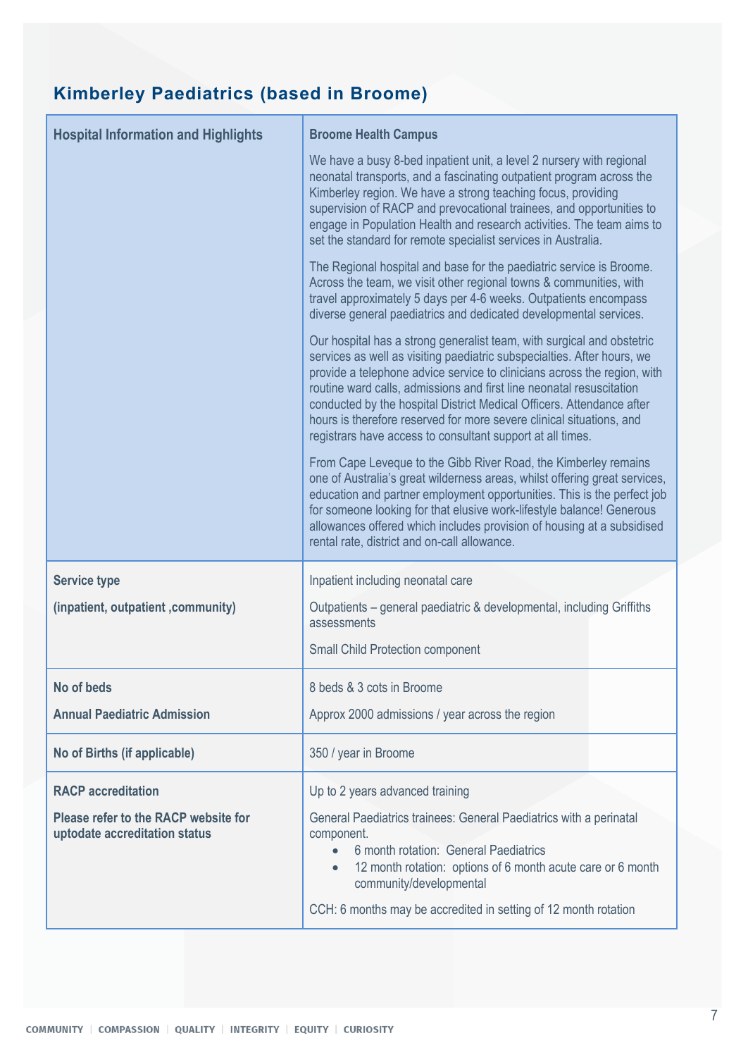## Kimberley Paediatrics (based in Broome)

| Hospital Information and Highlights | **Broome Health Campus**<br><br>We have a busy 8-bed inpatient unit, a level 2 nursery with regional neonatal transports, and a fascinating outpatient program across the Kimberley region. We have a strong teaching focus, providing supervision of RACP and prevocational trainees, and opportunities to engage in Population Health and research activities. The team aims to set the standard for remote specialist services in Australia.<br><br>The Regional hospital and base for the paediatric service is Broome. Across the team, we visit other regional towns & communities, with travel approximately 5 days per 4-6 weeks. Outpatients encompass diverse general paediatrics and dedicated developmental services.<br><br>Our hospital has a strong generalist team, with surgical and obstetric services as well as visiting paediatric subspecialties. After hours, we provide a telephone advice service to clinicians across the region, with routine ward calls, admissions and first line neonatal resuscitation conducted by the hospital District Medical Officers. Attendance after hours is therefore reserved for more severe clinical situations, and registrars have access to consultant support at all times.<br><br>From Cape Leveque to the Gibb River Road, the Kimberley remains one of Australia's great wilderness areas, whilst offering great services, education and partner employment opportunities. This is the perfect job for someone looking for that elusive work-lifestyle balance! Generous allowances offered which includes provision of housing at a subsidised rental rate, district and on-call allowance. |
|---|---|
| **Service type**<br><br>**(inpatient, outpatient ,community)** | Inpatient including neonatal care<br><br>Outpatients – general paediatric & developmental, including Griffiths assessments<br><br>Small Child Protection component |
| **No of beds**<br><br>**Annual Paediatric Admission** | 8 beds & 3 cots in Broome<br><br>Approx 2000 admissions / year across the region |
| **No of Births (if applicable)** | 350 / year in Broome |
| **RACP accreditation**<br><br>**Please refer to the RACP website for uptodate accreditation status** | Up to 2 years advanced training<br><br>General Paediatrics trainees: General Paediatrics with a perinatal component.<br>• 6 month rotation: General Paediatrics<br>• 12 month rotation: options of 6 month acute care or 6 month community/developmental<br><br>CCH: 6 months may be accredited in setting of 12 month rotation |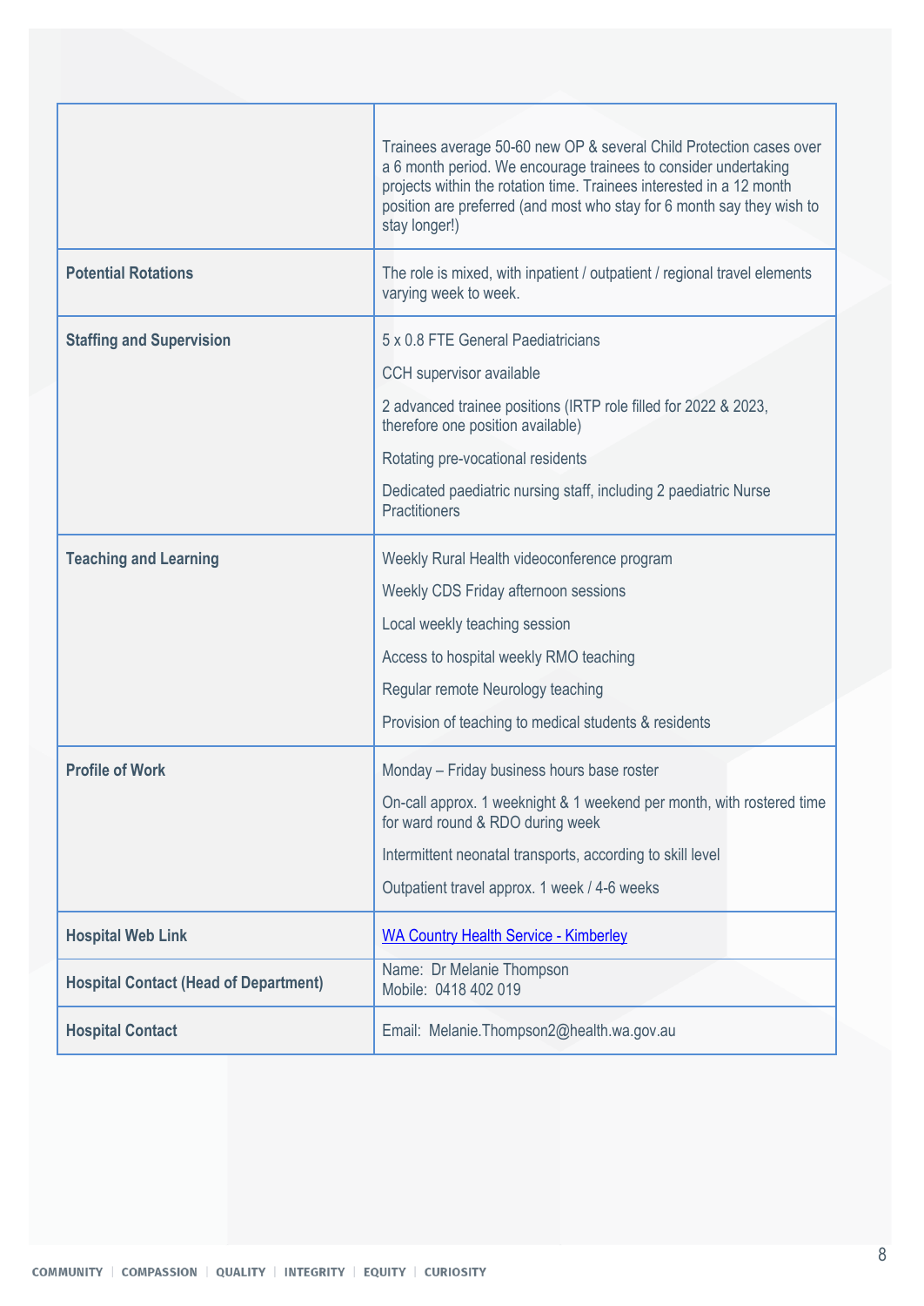| | |
|---|---|
| | Trainees average 50-60 new OP & several Child Protection cases over a 6 month period. We encourage trainees to consider undertaking projects within the rotation time. Trainees interested in a 12 month position are preferred (and most who stay for 6 month say they wish to stay longer!) |
| **Potential Rotations** | The role is mixed, with inpatient / outpatient / regional travel elements varying week to week. |
| **Staffing and Supervision** | 5 x 0.8 FTE General Paediatricians<br>CCH supervisor available<br>2 advanced trainee positions (IRTP role filled for 2022 & 2023, therefore one position available)<br>Rotating pre-vocational residents<br>Dedicated paediatric nursing staff, including 2 paediatric Nurse Practitioners |
| **Teaching and Learning** | Weekly Rural Health videoconference program<br>Weekly CDS Friday afternoon sessions<br>Local weekly teaching session<br>Access to hospital weekly RMO teaching<br>Regular remote Neurology teaching<br>Provision of teaching to medical students & residents |
| **Profile of Work** | Monday – Friday business hours base roster<br>On-call approx. 1 weeknight & 1 weekend per month, with rostered time for ward round & RDO during week<br>Intermittent neonatal transports, according to skill level<br>Outpatient travel approx. 1 week / 4-6 weeks |
| **Hospital Web Link** | WA Country Health Service - Kimberley |
| **Hospital Contact (Head of Department)** | Name: Dr Melanie Thompson<br>Mobile: 0418 402 019 |
| **Hospital Contact** | Email: Melanie.Thompson2@health.wa.gov.au |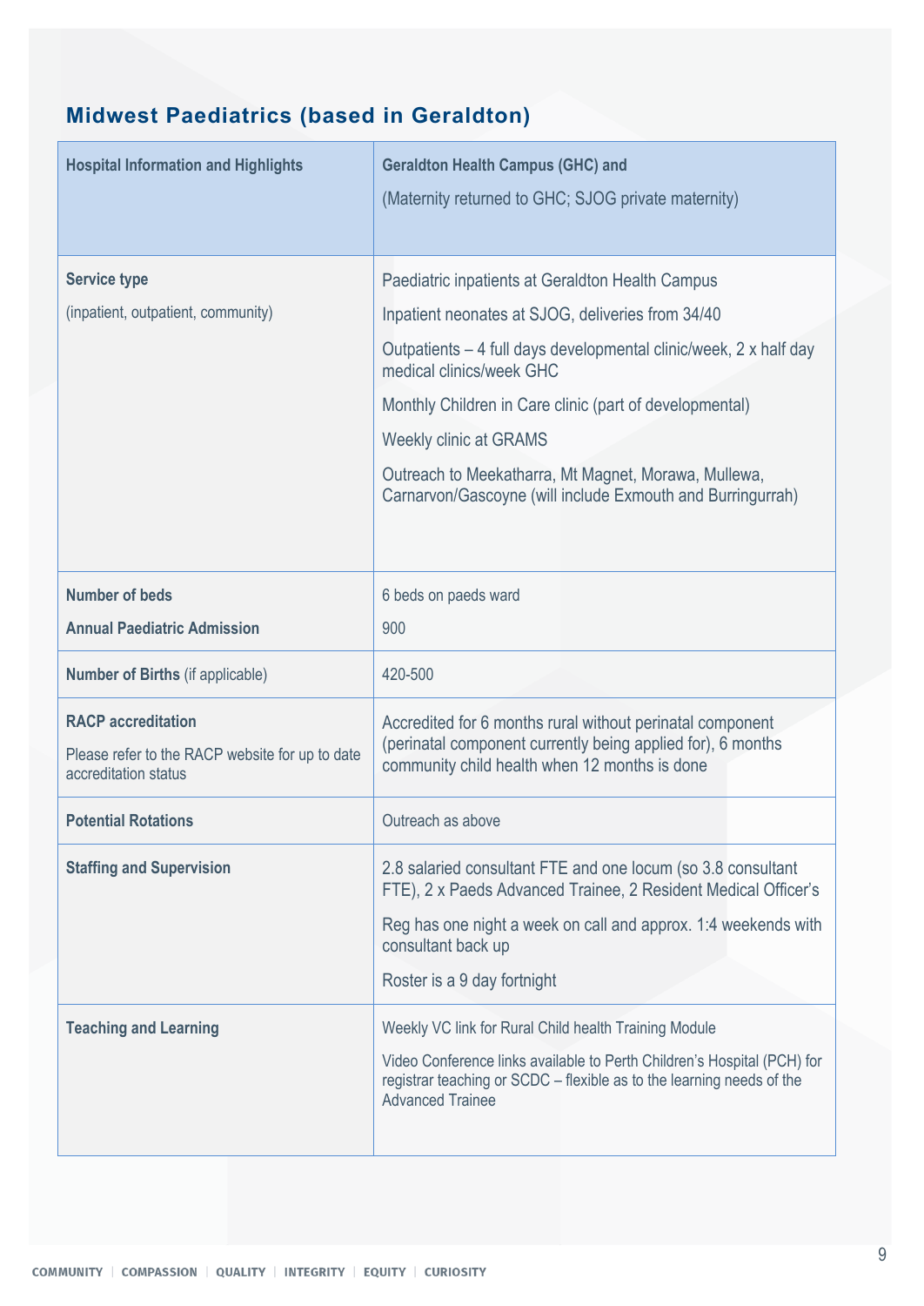## Midwest Paediatrics (based in Geraldton)

| **Hospital Information and Highlights** | **Geraldton Health Campus (GHC) and**<br>(Maternity returned to GHC; SJOG private maternity) |
|---|---|
| **Service type**<br>(inpatient, outpatient, community) | Paediatric inpatients at Geraldton Health Campus<br>Inpatient neonates at SJOG, deliveries from 34/40<br>Outpatients – 4 full days developmental clinic/week, 2 x half day medical clinics/week GHC<br>Monthly Children in Care clinic (part of developmental)<br>Weekly clinic at GRAMS<br>Outreach to Meekatharra, Mt Magnet, Morawa, Mullewa, Carnarvon/Gascoyne (will include Exmouth and Burringurrah) |
| **Number of beds**<br>**Annual Paediatric Admission** | 6 beds on paeds ward<br>900 |
| **Number of Births** (if applicable) | 420-500 |
| **RACP accreditation**<br>Please refer to the RACP website for up to date accreditation status | Accredited for 6 months rural without perinatal component (perinatal component currently being applied for), 6 months community child health when 12 months is done |
| **Potential Rotations** | Outreach as above |
| **Staffing and Supervision** | 2.8 salaried consultant FTE and one locum (so 3.8 consultant FTE), 2 x Paeds Advanced Trainee, 2 Resident Medical Officer's<br>Reg has one night a week on call and approx. 1:4 weekends with consultant back up<br>Roster is a 9 day fortnight |
| **Teaching and Learning** | Weekly VC link for Rural Child health Training Module<br>Video Conference links available to Perth Children's Hospital (PCH) for registrar teaching or SCDC – flexible as to the learning needs of the Advanced Trainee |

COMMUNITY | COMPASSION | QUALITY | INTEGRITY | EQUITY | CURIOSITY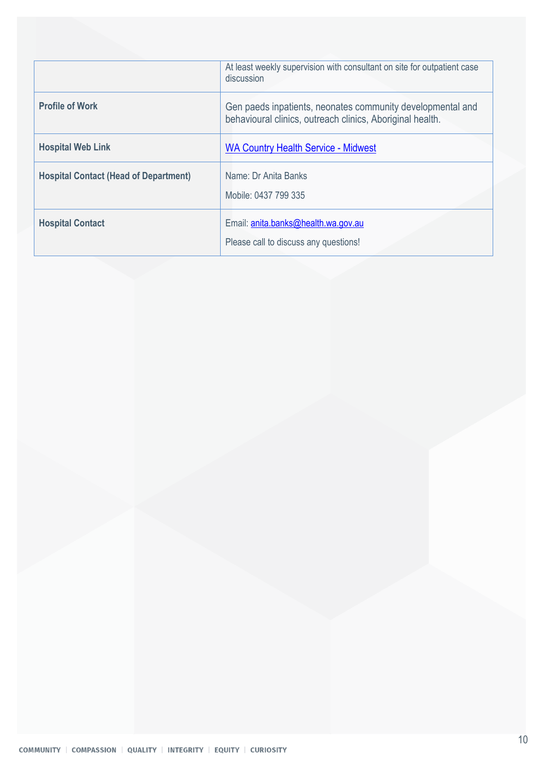| | |
|---|---|
| | At least weekly supervision with consultant on site for outpatient case discussion |
| **Profile of Work** | Gen paeds inpatients, neonates community developmental and behavioural clinics, outreach clinics, Aboriginal health. |
| **Hospital Web Link** | [WA Country Health Service - Midwest]() |
| **Hospital Contact (Head of Department)** | Name: Dr Anita Banks<br><br>Mobile: 0437 799 335 |
| **Hospital Contact** | Email: [anita.banks@health.wa.gov.au](mailto:anita.banks@health.wa.gov.au)<br><br>Please call to discuss any questions! |

COMMUNITY | COMPASSION | QUALITY | INTEGRITY | EQUITY | CURIOSITY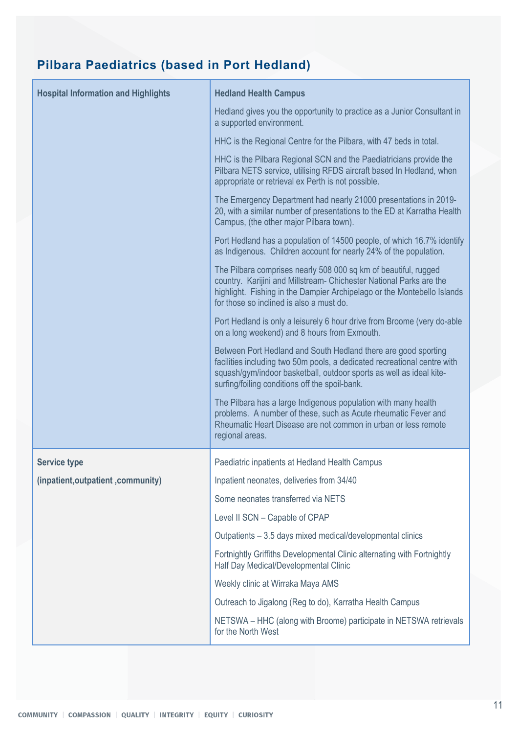## Pilbara Paediatrics (based in Port Hedland)

| Hospital Information and Highlights | Hedland Health Campus |
|---|---|
| | Hedland gives you the opportunity to practice as a Junior Consultant in a supported environment.<br><br>HHC is the Regional Centre for the Pilbara, with 47 beds in total.<br><br>HHC is the Pilbara Regional SCN and the Paediatricians provide the Pilbara NETS service, utilising RFDS aircraft based In Hedland, when appropriate or retrieval ex Perth is not possible.<br><br>The Emergency Department had nearly 21000 presentations in 2019-20, with a similar number of presentations to the ED at Karratha Health Campus, (the other major Pilbara town).<br><br>Port Hedland has a population of 14500 people, of which 16.7% identify as Indigenous. Children account for nearly 24% of the population.<br><br>The Pilbara comprises nearly 508 000 sq km of beautiful, rugged country. Karijini and Millstream- Chichester National Parks are the highlight. Fishing in the Dampier Archipelago or the Montebello Islands for those so inclined is also a must do.<br><br>Port Hedland is only a leisurely 6 hour drive from Broome (very do-able on a long weekend) and 8 hours from Exmouth.<br><br>Between Port Hedland and South Hedland there are good sporting facilities including two 50m pools, a dedicated recreational centre with squash/gym/indoor basketball, outdoor sports as well as ideal kite-surfing/foiling conditions off the spoil-bank.<br><br>The Pilbara has a large Indigenous population with many health problems. A number of these, such as Acute rheumatic Fever and Rheumatic Heart Disease are not common in urban or less remote regional areas. |
| **Service type**<br><br>**(inpatient,outpatient ,community)** | Paediatric inpatients at Hedland Health Campus<br><br>Inpatient neonates, deliveries from 34/40<br><br>Some neonates transferred via NETS<br><br>Level II SCN – Capable of CPAP<br><br>Outpatients – 3.5 days mixed medical/developmental clinics<br><br>Fortnightly Griffiths Developmental Clinic alternating with Fortnightly Half Day Medical/Developmental Clinic<br><br>Weekly clinic at Wirraka Maya AMS<br><br>Outreach to Jigalong (Reg to do), Karratha Health Campus<br><br>NETSWA – HHC (along with Broome) participate in NETSWA retrievals for the North West |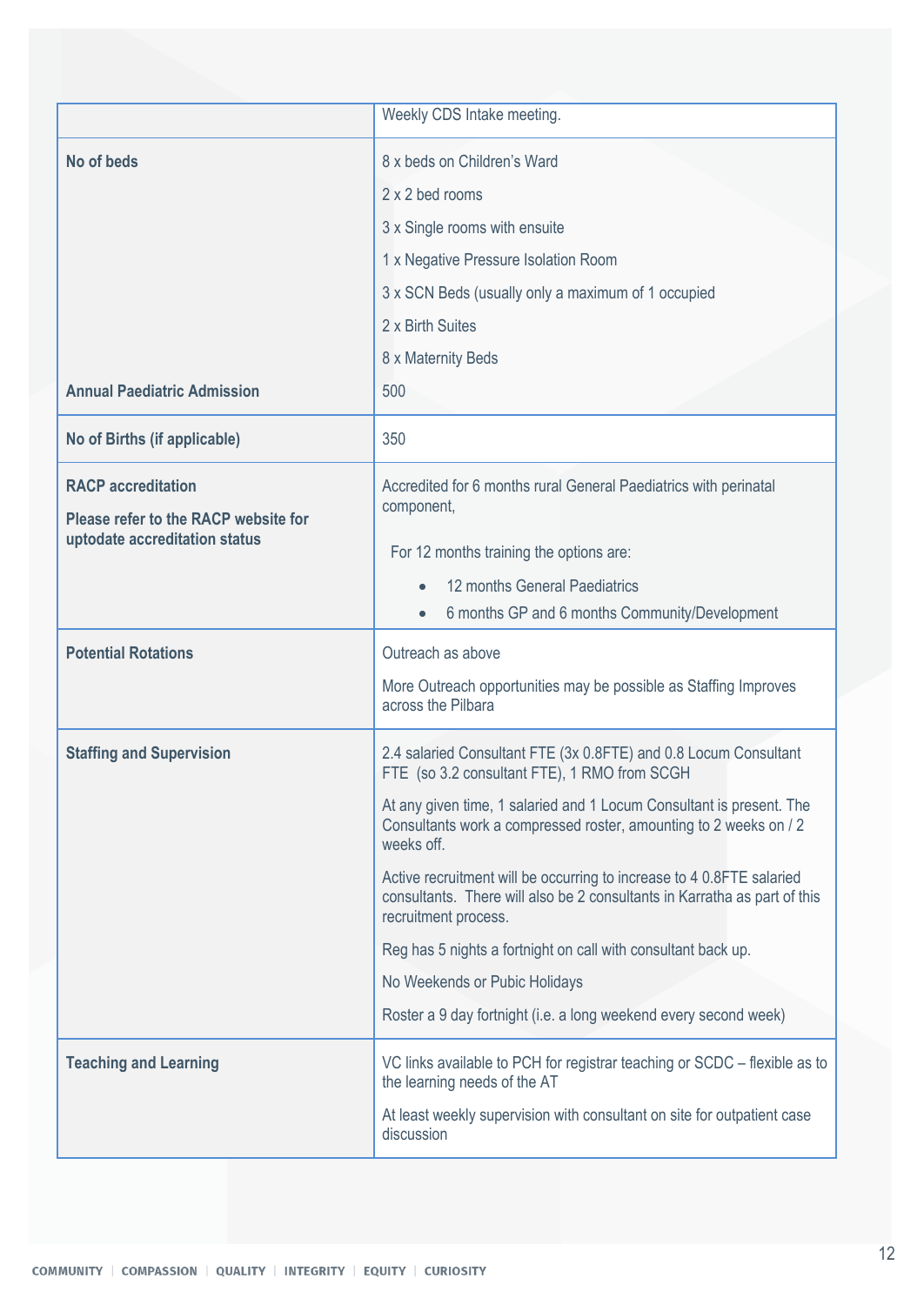| | |
|---|---|
| | Weekly CDS Intake meeting. |
| **No of beds** | 8 x beds on Children's Ward<br>2 x 2 bed rooms<br>3 x Single rooms with ensuite<br>1 x Negative Pressure Isolation Room<br>3 x SCN Beds (usually only a maximum of 1 occupied<br>2 x Birth Suites<br>8 x Maternity Beds |
| **Annual Paediatric Admission** | 500 |
| **No of Births (if applicable)** | 350 |
| **RACP accreditation**<br>**Please refer to the RACP website for uptodate accreditation status** | Accredited for 6 months rural General Paediatrics with perinatal component,<br>For 12 months training the options are:<br>• 12 months General Paediatrics<br>• 6 months GP and 6 months Community/Development |
| **Potential Rotations** | Outreach as above<br>More Outreach opportunities may be possible as Staffing Improves across the Pilbara |
| **Staffing and Supervision** | 2.4 salaried Consultant FTE (3x 0.8FTE) and 0.8 Locum Consultant FTE (so 3.2 consultant FTE), 1 RMO from SCGH<br>At any given time, 1 salaried and 1 Locum Consultant is present. The Consultants work a compressed roster, amounting to 2 weeks on / 2 weeks off.<br>Active recruitment will be occurring to increase to 4 0.8FTE salaried consultants. There will also be 2 consultants in Karratha as part of this recruitment process.<br>Reg has 5 nights a fortnight on call with consultant back up.<br>No Weekends or Pubic Holidays<br>Roster a 9 day fortnight (i.e. a long weekend every second week) |
| **Teaching and Learning** | VC links available to PCH for registrar teaching or SCDC – flexible as to the learning needs of the AT<br>At least weekly supervision with consultant on site for outpatient case discussion |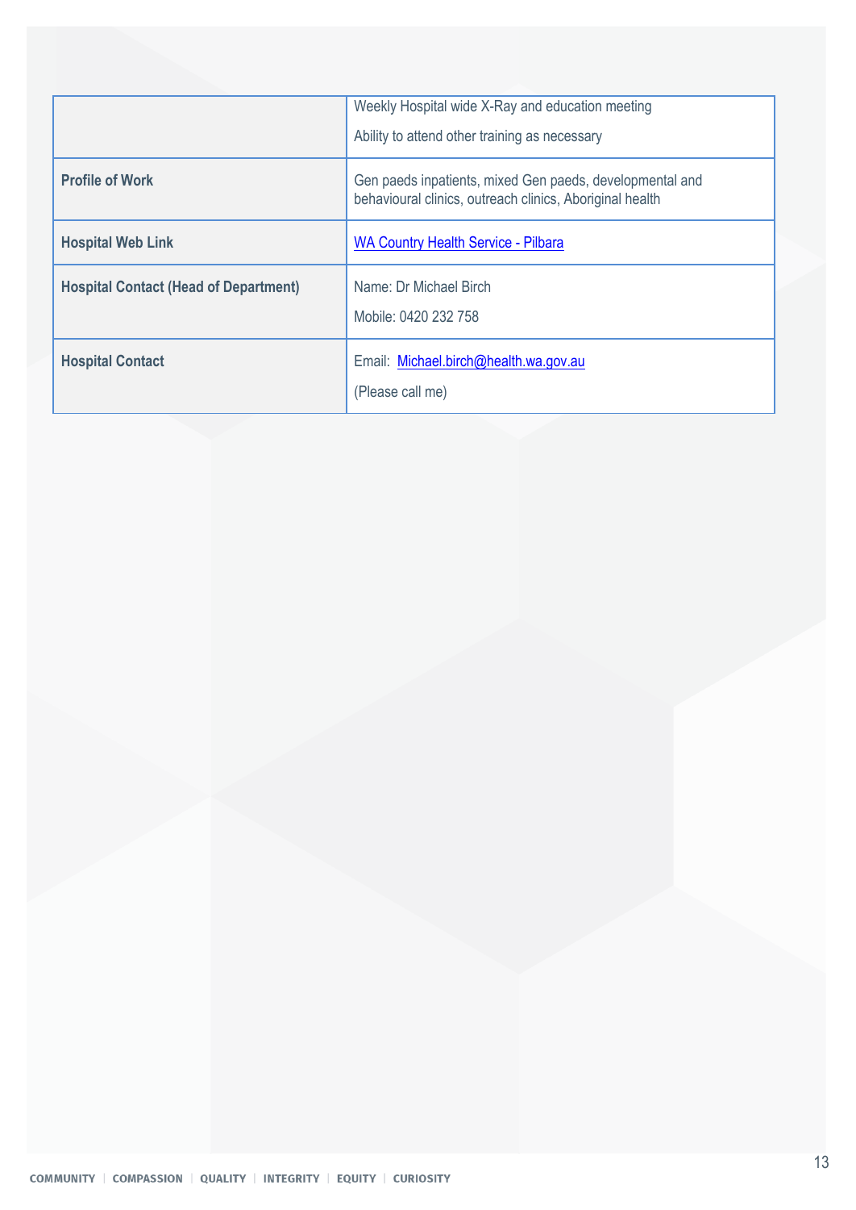| | |
|---|---|
| | Weekly Hospital wide X-Ray and education meeting<br><br>Ability to attend other training as necessary |
| **Profile of Work** | Gen paeds inpatients, mixed Gen paeds, developmental and behavioural clinics, outreach clinics, Aboriginal health |
| **Hospital Web Link** | [WA Country Health Service - Pilbara]() |
| **Hospital Contact (Head of Department)** | Name: Dr Michael Birch<br><br>Mobile: 0420 232 758 |
| **Hospital Contact** | Email: [Michael.birch@health.wa.gov.au](mailto:Michael.birch@health.wa.gov.au)<br><br>(Please call me) |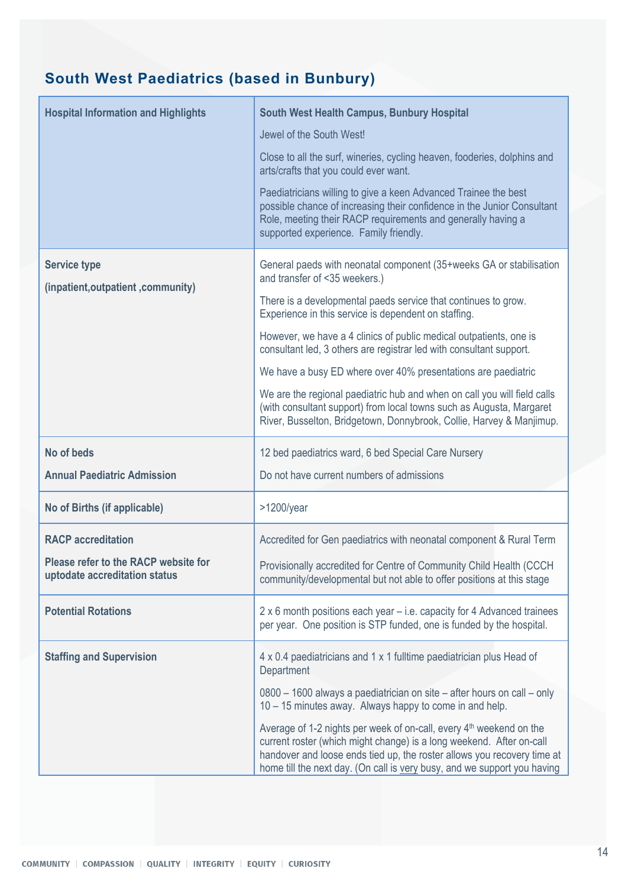## South West Paediatrics (based in Bunbury)

| | |
|---|---|
| **Hospital Information and Highlights** | **South West Health Campus, Bunbury Hospital**<br><br>Jewel of the South West!<br><br>Close to all the surf, wineries, cycling heaven, fooderies, dolphins and arts/crafts that you could ever want.<br><br>Paediatricians willing to give a keen Advanced Trainee the best possible chance of increasing their confidence in the Junior Consultant Role, meeting their RACP requirements and generally having a supported experience. Family friendly. |
| **Service type**<br><br>**(inpatient,outpatient ,community)** | General paeds with neonatal component (35+weeks GA or stabilisation and transfer of <35 weekers.)<br><br>There is a developmental paeds service that continues to grow. Experience in this service is dependent on staffing.<br><br>However, we have a 4 clinics of public medical outpatients, one is consultant led, 3 others are registrar led with consultant support.<br><br>We have a busy ED where over 40% presentations are paediatric<br><br>We are the regional paediatric hub and when on call you will field calls (with consultant support) from local towns such as Augusta, Margaret River, Busselton, Bridgetown, Donnybrook, Collie, Harvey & Manjimup. |
| **No of beds**<br><br>**Annual Paediatric Admission** | 12 bed paediatrics ward, 6 bed Special Care Nursery<br><br>Do not have current numbers of admissions |
| **No of Births (if applicable)** | >1200/year |
| **RACP accreditation**<br><br>**Please refer to the RACP website for uptodate accreditation status** | Accredited for Gen paediatrics with neonatal component & Rural Term<br><br>Provisionally accredited for Centre of Community Child Health (CCCH community/developmental but not able to offer positions at this stage |
| **Potential Rotations** | 2 x 6 month positions each year – i.e. capacity for 4 Advanced trainees per year. One position is STP funded, one is funded by the hospital. |
| **Staffing and Supervision** | 4 x 0.4 paediatricians and 1 x 1 fulltime paediatrician plus Head of Department<br><br>0800 – 1600 always a paediatrician on site – after hours on call – only 10 – 15 minutes away. Always happy to come in and help.<br><br>Average of 1-2 nights per week of on-call, every 4th weekend on the current roster (which might change) is a long weekend. After on-call handover and loose ends tied up, the roster allows you recovery time at home till the next day. (On call is very busy, and we support you having |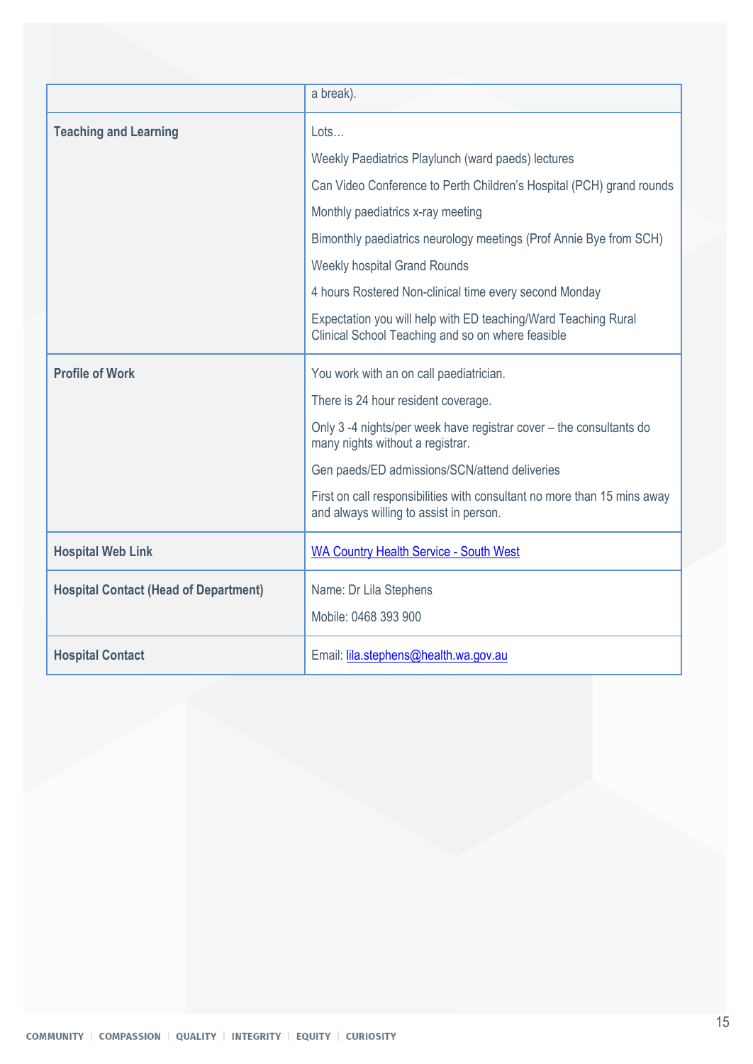| | |
|---|---|
| | a break). |
| **Teaching and Learning** | Lots…<br><br>Weekly Paediatrics Playlunch (ward paeds) lectures<br><br>Can Video Conference to Perth Children's Hospital (PCH) grand rounds<br><br>Monthly paediatrics x-ray meeting<br><br>Bimonthly paediatrics neurology meetings (Prof Annie Bye from SCH)<br><br>Weekly hospital Grand Rounds<br><br>4 hours Rostered Non-clinical time every second Monday<br><br>Expectation you will help with ED teaching/Ward Teaching Rural Clinical School Teaching and so on where feasible |
| **Profile of Work** | You work with an on call paediatrician.<br><br>There is 24 hour resident coverage.<br><br>Only 3 -4 nights/per week have registrar cover – the consultants do many nights without a registrar.<br><br>Gen paeds/ED admissions/SCN/attend deliveries<br><br>First on call responsibilities with consultant no more than 15 mins away and always willing to assist in person. |
| **Hospital Web Link** | [WA Country Health Service - South West]() |
| **Hospital Contact (Head of Department)** | Name: Dr Lila Stephens<br><br>Mobile: 0468 393 900 |
| **Hospital Contact** | Email: [lila.stephens@health.wa.gov.au](mailto:lila.stephens@health.wa.gov.au) |

COMMUNITY | COMPASSION | QUALITY | INTEGRITY | EQUITY | CURIOSITY